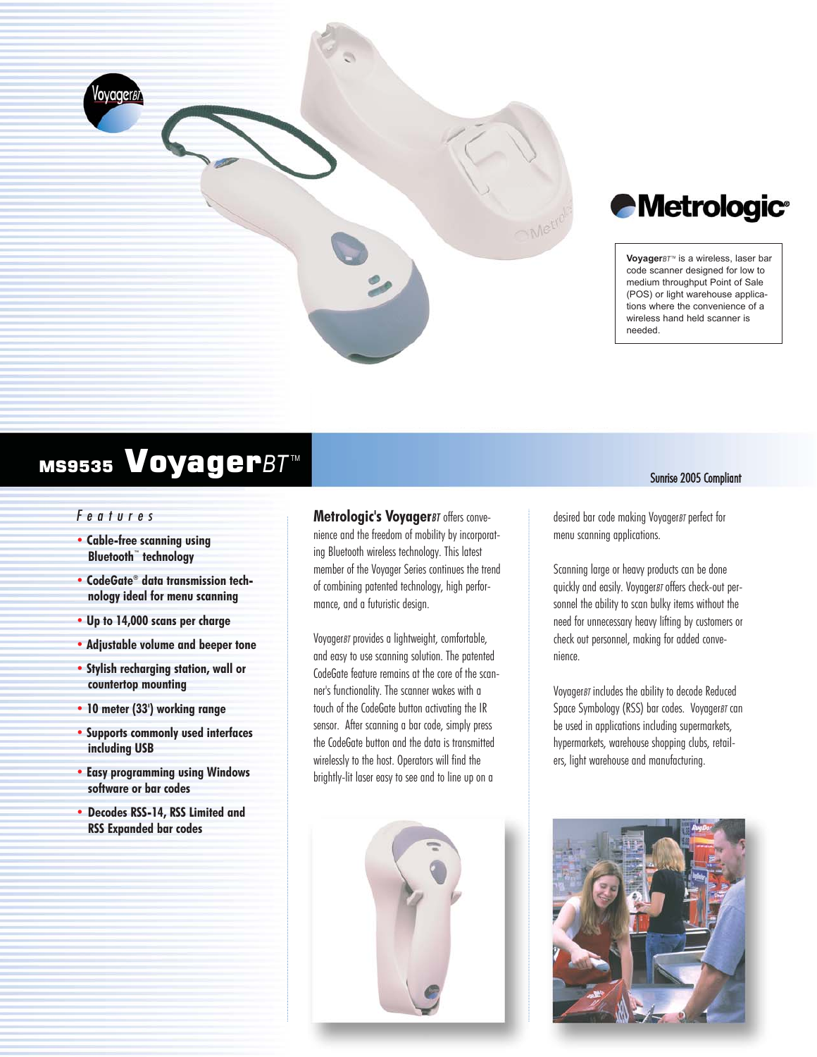Metrologic®

**Voyager**BT™ is a wireless, laser bar code scanner designed for low to medium throughput Point of Sale (POS) or light warehouse applications where the convenience of a wireless hand held scanner is needed.

# MS9535 VoyagerBT™

Sunrise 2005 Compliant

## Features

- **Cable-free scanning using Bluetooth™ technology**
- **CodeGate® data transmission technology ideal for menu scanning**
- **Up to 14,000 scans per charge**
- **Adjustable volume and beeper tone**
- **Stylish recharging station, wall or countertop mounting**
- **10 meter (33') working range**
- **Supports commonly used interfaces including USB**
- **Easy programming using Windows software or bar codes**
- **Decodes RSS-14, RSS Limited and RSS Expanded bar codes**

**Metrologic's Voyager***BT* offers convenience and the freedom of mobility by incorporating Bluetooth wireless technology. This latest member of the Voyager Series continues the trend of combining patented technology, high performance, and a futuristic design.

Voyager*BT* provides a lightweight, comfortable, and easy to use scanning solution. The patented CodeGate feature remains at the core of the scanner's functionality. The scanner wakes with a touch of the CodeGate button activating the IR sensor. After scanning a bar code, simply press the CodeGate button and the data is transmitted wirelessly to the host. Operators will find the brightly-lit laser easy to see and to line up on a desired bar code making Voyager*BT* perfect for menu scanning applications.

Scanning large or heavy products can be done quickly and easily. Voyager*BT* offers check-out personnel the ability to scan bulky items without the need for unnecessary heavy lifting by customers or check out personnel, making for added convenience.

Voyager*BT* includes the ability to decode Reduced Space Symbology (RSS) bar codes. Voyager*BT* can be used in applications including supermarkets, hypermarkets, warehouse shopping clubs, retailers, light warehouse and manufacturing.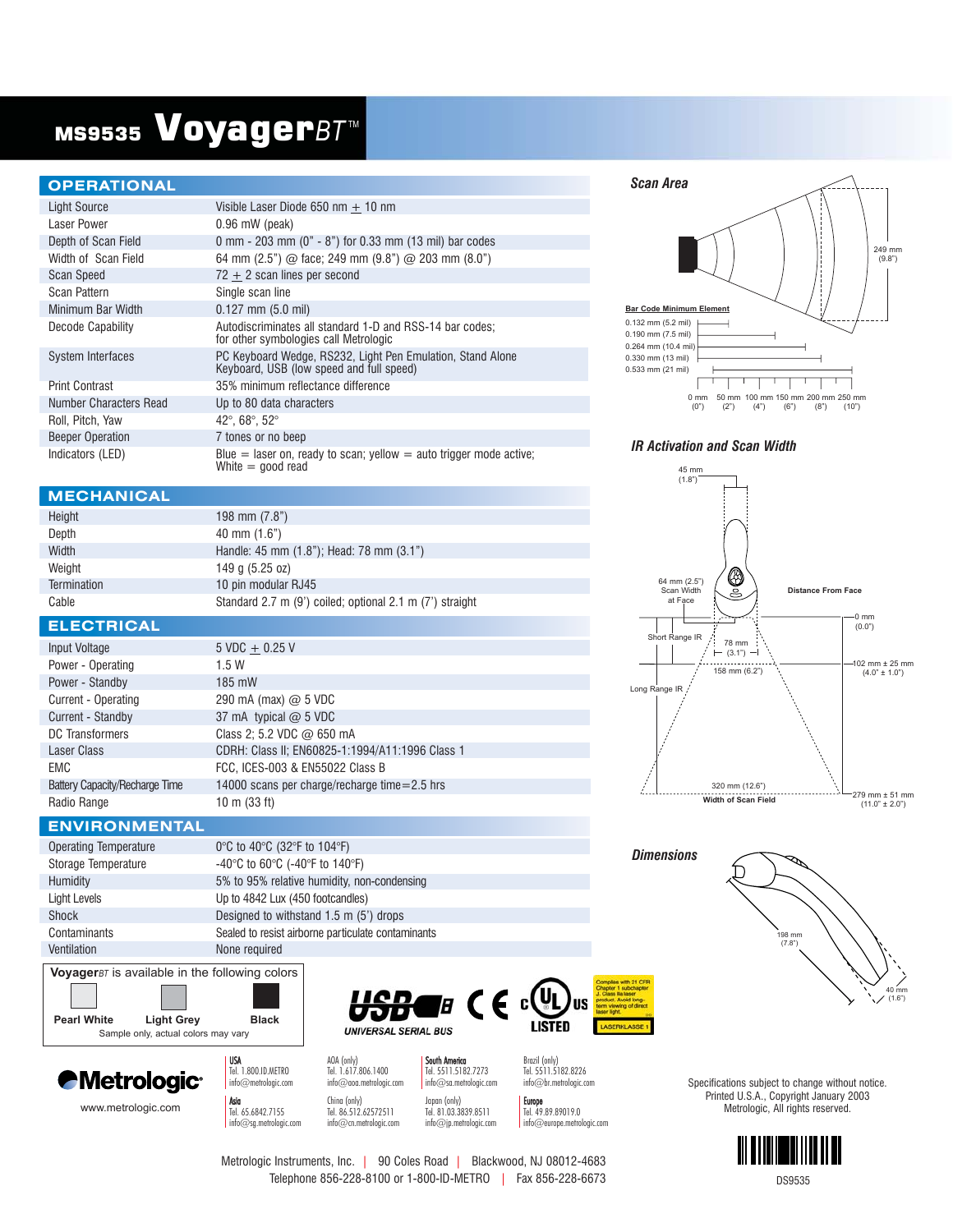# MS9535 VoyagerBT™

## OPERATIONAL

| | |
|---|---|
| Light Source | Visible Laser Diode 650 nm ± 10 nm |
| Laser Power | 0.96 mW (peak) |
| Depth of Scan Field | 0 mm - 203 mm (0" - 8") for 0.33 mm (13 mil) bar codes |
| Width of Scan Field | 64 mm (2.5") @ face; 249 mm (9.8") @ 203 mm (8.0") |
| Scan Speed | 72 ± 2 scan lines per second |
| Scan Pattern | Single scan line |
| Minimum Bar Width | 0.127 mm (5.0 mil) |
| Decode Capability | Autodiscriminates all standard 1-D and RSS-14 bar codes; for other symbologies call Metrologic |
| System Interfaces | PC Keyboard Wedge, RS232, Light Pen Emulation, Stand Alone Keyboard, USB (low speed and full speed) |
| Print Contrast | 35% minimum reflectance difference |
| Number Characters Read | Up to 80 data characters |
| Roll, Pitch, Yaw | 42°, 68°, 52° |
| Beeper Operation | 7 tones or no beep |
| Indicators (LED) | Blue = laser on, ready to scan; yellow = auto trigger mode active; White = good read |

## MECHANICAL

| | |
|---|---|
| Height | 198 mm (7.8") |
| Depth | 40 mm (1.6") |
| Width | Handle: 45 mm (1.8"); Head: 78 mm (3.1") |
| Weight | 149 g (5.25 oz) |
| Termination | 10 pin modular RJ45 |
| Cable | Standard 2.7 m (9') coiled; optional 2.1 m (7') straight |

## ELECTRICAL

| | |
|---|---|
| Input Voltage | 5 VDC ± 0.25 V |
| Power - Operating | 1.5 W |
| Power - Standby | 185 mW |
| Current - Operating | 290 mA (max) @ 5 VDC |
| Current - Standby | 37 mA typical @ 5 VDC |
| DC Transformers | Class 2; 5.2 VDC @ 650 mA |
| Laser Class | CDRH: Class II; EN60825-1:1994/A11:1996 Class 1 |
| EMC | FCC, ICES-003 & EN55022 Class B |
| Battery Capacity/Recharge Time | 14000 scans per charge/recharge time=2.5 hrs |
| Radio Range | 10 m (33 ft) |

## ENVIRONMENTAL

| | |
|---|---|
| Operating Temperature | 0°C to 40°C (32°F to 104°F) |
| Storage Temperature | -40°C to 60°C (-40°F to 140°F) |
| Humidity | 5% to 95% relative humidity, non-condensing |
| Light Levels | Up to 4842 Lux (450 footcandles) |
| Shock | Designed to withstand 1.5 m (5') drops |
| Contaminants | Sealed to resist airborne particulate contaminants |
| Ventilation | None required |

### Scan Area

249 mm (9.8")

Bar Code Minimum Element
0.132 mm (5.2 mil)
0.190 mm (7.5 mil)
0.264 mm (10.4 mil)
0.330 mm (13 mil)
0.533 mm (21 mil)

0 mm (0") 50 mm (2") 100 mm (4") 150 mm (6") 200 mm (8") 250 mm (10")

### IR Activation and Scan Width

45 mm (1.8")
64 mm (2.5") Scan Width at Face
Distance From Face
0 mm (0.0")
Short Range IR
78 mm (3.1")
102 mm ± 25 mm (4.0" ± 1.0")
158 mm (6.2")
Long Range IR
320 mm (12.6")
Width of Scan Field
279 mm ± 51 mm (11.0" ± 2.0")

### Dimensions

198 mm (7.8")
40 mm (1.6")

**Voyager***BT* is available in the following colors

Pearl White | Light Grey | Black

Sample only, actual colors may vary

USB UNIVERSAL SERIAL BUS | CE | c UL us LISTED | Complies with 21 CFR Chapter 1 subchapter J. Class IIa laser product. Avoid long-term viewing of direct laser light. LASERKLASSE 1

**Metrologic**
www.metrologic.com

**USA**
Tel. 1.800.ID.METRO
info@metrologic.com

AOA (only)
Tel. 1.617.806.1400
info@aoa.metrologic.com

**South America**
Tel. 5511.5182.7273
info@sa.metrologic.com

Brazil (only)
Tel. 5511.5182.8226
info@br.metrologic.com

**Asia**
Tel. 65.6842.7155
info@sg.metrologic.com

China (only)
Tel. 86.512.62572511
info@cn.metrologic.com

Japan (only)
Tel. 81.03.3839.8511
info@jp.metrologic.com

**Europe**
Tel. 49.89.89019.0
info@europe.metrologic.com

Specifications subject to change without notice.
Printed U.S.A., Copyright January 2003
Metrologic, All rights reserved.

Metrologic Instruments, Inc. | 90 Coles Road | Blackwood, NJ 08012-4683
Telephone 856-228-8100 or 1-800-ID-METRO | Fax 856-228-6673

DS9535